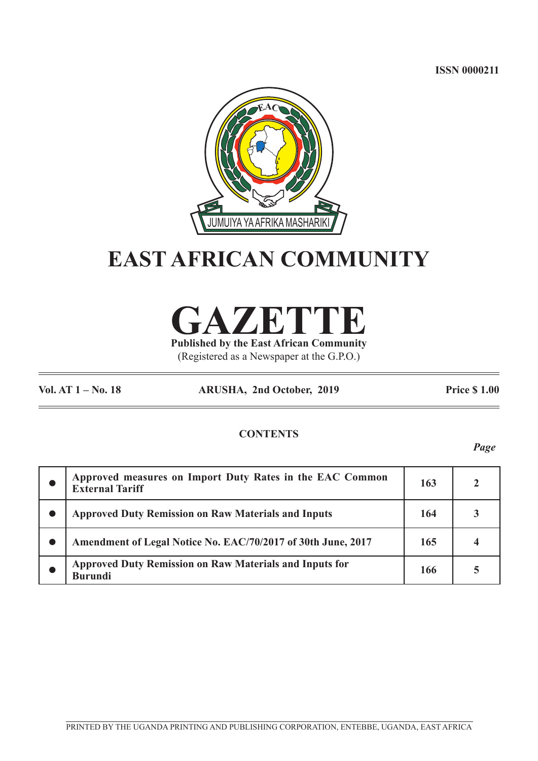ISSN 0000211

JUMUIYA YA AFRIKA MASHARIKI

# EAST AFRICAN COMMUNITY

# GAZETTE

**Published by the East African Community**

(Registered as a Newspaper at the G.P.O.)

**Vol. AT 1 – No. 18** **ARUSHA, 2nd October, 2019** **Price $ 1.00**

## CONTENTS

*Page*

| | | | |
|---|---|---|---|
| ● | **Approved measures on Import Duty Rates in the EAC Common External Tariff** | **163** | **2** |
| ● | **Approved Duty Remission on Raw Materials and Inputs** | **164** | **3** |
| ● | **Amendment of Legal Notice No. EAC/70/2017 of 30th June, 2017** | **165** | **4** |
| ● | **Approved Duty Remission on Raw Materials and Inputs for Burundi** | **166** | **5** |

PRINTED BY THE UGANDA PRINTING AND PUBLISHING CORPORATION, ENTEBBE, UGANDA, EAST AFRICA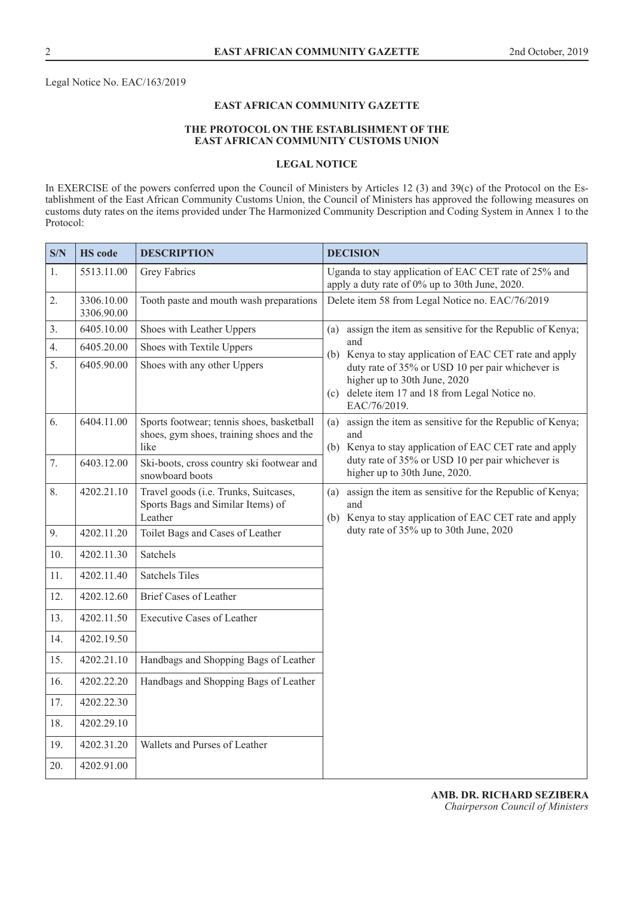Legal Notice No. EAC/163/2019

**EAST AFRICAN COMMUNITY GAZETTE**

**THE PROTOCOL ON THE ESTABLISHMENT OF THE EAST AFRICAN COMMUNITY CUSTOMS UNION**

**LEGAL NOTICE**

In EXERCISE of the powers conferred upon the Council of Ministers by Articles 12 (3) and 39(c) of the Protocol on the Establishment of the East African Community Customs Union, the Council of Ministers has approved the following measures on customs duty rates on the items provided under The Harmonized Community Description and Coding System in Annex 1 to the Protocol:

| S/N | HS code | DESCRIPTION | DECISION |
|---|---|---|---|
| 1. | 5513.11.00 | Grey Fabrics | Uganda to stay application of EAC CET rate of 25% and apply a duty rate of 0% up to 30th June, 2020. |
| 2. | 3306.10.00<br>3306.90.00 | Tooth paste and mouth wash preparations | Delete item 58 from Legal Notice no. EAC/76/2019 |
| 3. | 6405.10.00 | Shoes with Leather Uppers | (a) assign the item as sensitive for the Republic of Kenya; and<br>(b) Kenya to stay application of EAC CET rate and apply duty rate of 35% or USD 10 per pair whichever is higher up to 30th June, 2020<br>(c) delete item 17 and 18 from Legal Notice no. EAC/76/2019. |
| 4. | 6405.20.00 | Shoes with Textile Uppers | |
| 5. | 6405.90.00 | Shoes with any other Uppers | |
| 6. | 6404.11.00 | Sports footwear; tennis shoes, basketball shoes, gym shoes, training shoes and the like | (a) assign the item as sensitive for the Republic of Kenya; and<br>(b) Kenya to stay application of EAC CET rate and apply duty rate of 35% or USD 10 per pair whichever is higher up to 30th June, 2020. |
| 7. | 6403.12.00 | Ski-boots, cross country ski footwear and snowboard boots | |
| 8. | 4202.21.10 | Travel goods (i.e. Trunks, Suitcases, Sports Bags and Similar Items) of Leather | (a) assign the item as sensitive for the Republic of Kenya; and<br>(b) Kenya to stay application of EAC CET rate and apply duty rate of 35% up to 30th June, 2020 |
| 9. | 4202.11.20 | Toilet Bags and Cases of Leather | |
| 10. | 4202.11.30 | Satchels | |
| 11. | 4202.11.40 | Satchels Tiles | |
| 12. | 4202.12.60 | Brief Cases of Leather | |
| 13. | 4202.11.50 | Executive Cases of Leather | |
| 14. | 4202.19.50 | | |
| 15. | 4202.21.10 | Handbags and Shopping Bags of Leather | |
| 16. | 4202.22.20 | Handbags and Shopping Bags of Leather | |
| 17. | 4202.22.30 | | |
| 18. | 4202.29.10 | | |
| 19. | 4202.31.20 | Wallets and Purses of Leather | |
| 20. | 4202.91.00 | | |

**AMB. DR. RICHARD SEZIBERA**
*Chairperson Council of Ministers*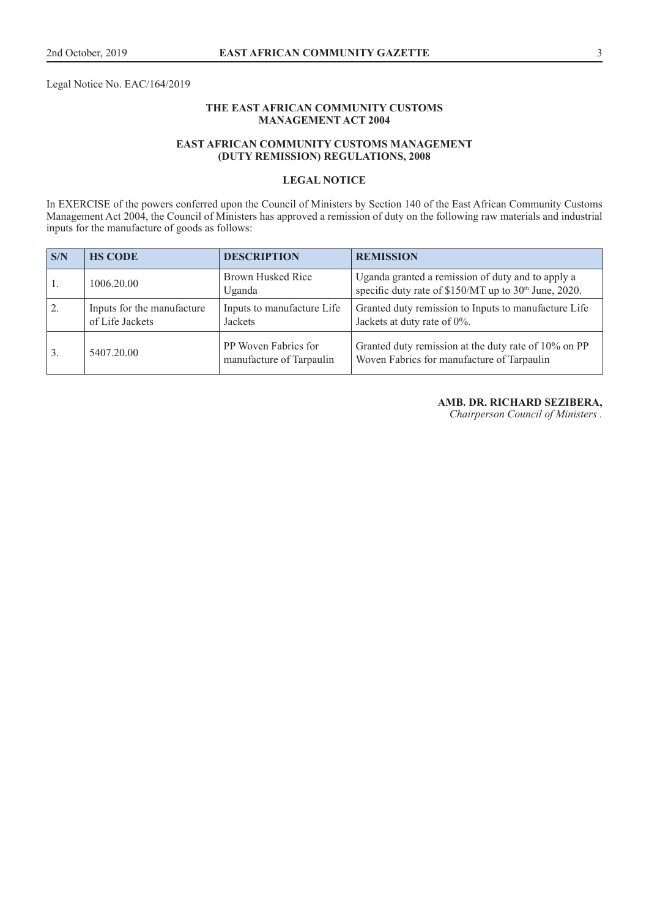Legal Notice No. EAC/164/2019

### THE EAST AFRICAN COMMUNITY CUSTOMS MANAGEMENT ACT 2004

### EAST AFRICAN COMMUNITY CUSTOMS MANAGEMENT (DUTY REMISSION) REGULATIONS, 2008

### LEGAL NOTICE

In EXERCISE of the powers conferred upon the Council of Ministers by Section 140 of the East African Community Customs Management Act 2004, the Council of Ministers has approved a remission of duty on the following raw materials and industrial inputs for the manufacture of goods as follows:

| S/N | HS CODE | DESCRIPTION | REMISSION |
|---|---|---|---|
| 1. | 1006.20.00 | Brown Husked Rice Uganda | Uganda granted a remission of duty and to apply a specific duty rate of $150/MT up to 30th June, 2020. |
| 2. | Inputs for the manufacture of Life Jackets | Inputs to manufacture Life Jackets | Granted duty remission to Inputs to manufacture Life Jackets at duty rate of 0%. |
| 3. | 5407.20.00 | PP Woven Fabrics for manufacture of Tarpaulin | Granted duty remission at the duty rate of 10% on PP Woven Fabrics for manufacture of Tarpaulin |

**AMB. DR. RICHARD SEZIBERA,**
*Chairperson Council of Ministers .*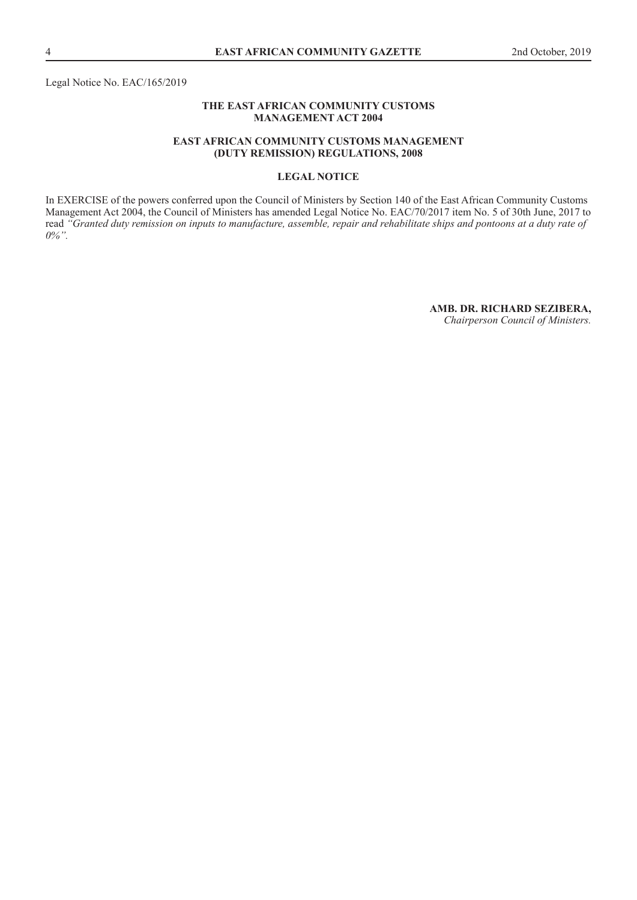Legal Notice No. EAC/165/2019

**THE EAST AFRICAN COMMUNITY CUSTOMS MANAGEMENT ACT 2004**

**EAST AFRICAN COMMUNITY CUSTOMS MANAGEMENT (DUTY REMISSION) REGULATIONS, 2008**

**LEGAL NOTICE**

In EXERCISE of the powers conferred upon the Council of Ministers by Section 140 of the East African Community Customs Management Act 2004, the Council of Ministers has amended Legal Notice No. EAC/70/2017 item No. 5 of 30th June, 2017 to read *"Granted duty remission on inputs to manufacture, assemble, repair and rehabilitate ships and pontoons at a duty rate of 0%"*.

**AMB. DR. RICHARD SEZIBERA,**
*Chairperson Council of Ministers.*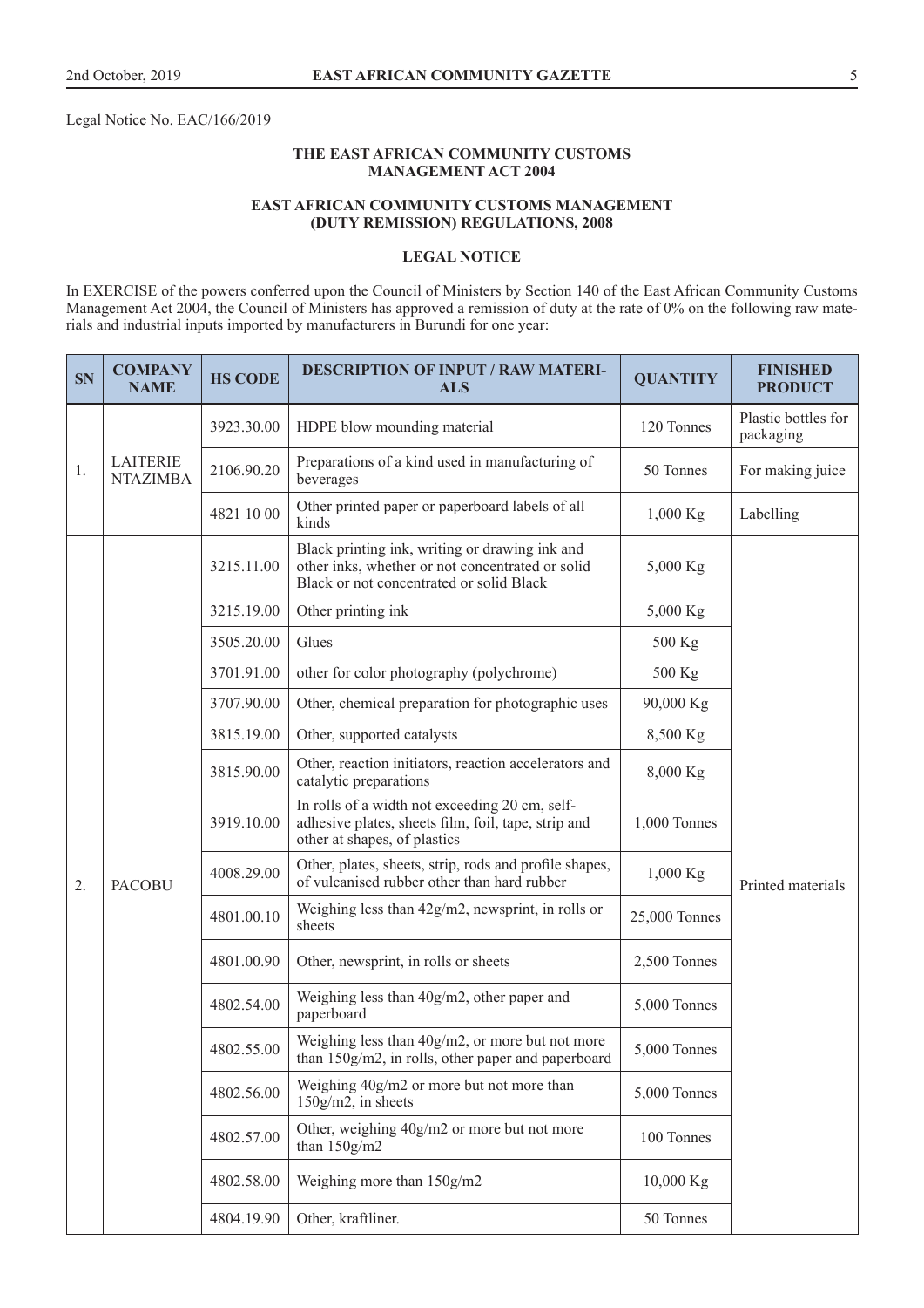Legal Notice No. EAC/166/2019

**THE EAST AFRICAN COMMUNITY CUSTOMS MANAGEMENT ACT 2004**

**EAST AFRICAN COMMUNITY CUSTOMS MANAGEMENT (DUTY REMISSION) REGULATIONS, 2008**

**LEGAL NOTICE**

In EXERCISE of the powers conferred upon the Council of Ministers by Section 140 of the East African Community Customs Management Act 2004, the Council of Ministers has approved a remission of duty at the rate of 0% on the following raw materials and industrial inputs imported by manufacturers in Burundi for one year:

| SN | COMPANY NAME | HS CODE | DESCRIPTION OF INPUT / RAW MATERIALS | QUANTITY | FINISHED PRODUCT |
|---|---|---|---|---|---|
| 1. | LAITERIE NTAZIMBA | 3923.30.00 | HDPE blow mounding material | 120 Tonnes | Plastic bottles for packaging |
| | | 2106.90.20 | Preparations of a kind used in manufacturing of beverages | 50 Tonnes | For making juice |
| | | 4821 10 00 | Other printed paper or paperboard labels of all kinds | 1,000 Kg | Labelling |
| 2. | PACOBU | 3215.11.00 | Black printing ink, writing or drawing ink and other inks, whether or not concentrated or solid Black or not concentrated or solid Black | 5,000 Kg | Printed materials |
| | | 3215.19.00 | Other printing ink | 5,000 Kg | |
| | | 3505.20.00 | Glues | 500 Kg | |
| | | 3701.91.00 | other for color photography (polychrome) | 500 Kg | |
| | | 3707.90.00 | Other, chemical preparation for photographic uses | 90,000 Kg | |
| | | 3815.19.00 | Other, supported catalysts | 8,500 Kg | |
| | | 3815.90.00 | Other, reaction initiators, reaction accelerators and catalytic preparations | 8,000 Kg | |
| | | 3919.10.00 | In rolls of a width not exceeding 20 cm, self-adhesive plates, sheets film, foil, tape, strip and other at shapes, of plastics | 1,000 Tonnes | |
| | | 4008.29.00 | Other, plates, sheets, strip, rods and profile shapes, of vulcanised rubber other than hard rubber | 1,000 Kg | |
| | | 4801.00.10 | Weighing less than 42g/m2, newsprint, in rolls or sheets | 25,000 Tonnes | |
| | | 4801.00.90 | Other, newsprint, in rolls or sheets | 2,500 Tonnes | |
| | | 4802.54.00 | Weighing less than 40g/m2, other paper and paperboard | 5,000 Tonnes | |
| | | 4802.55.00 | Weighing less than 40g/m2, or more but not more than 150g/m2, in rolls, other paper and paperboard | 5,000 Tonnes | |
| | | 4802.56.00 | Weighing 40g/m2 or more but not more than 150g/m2, in sheets | 5,000 Tonnes | |
| | | 4802.57.00 | Other, weighing 40g/m2 or more but not more than 150g/m2 | 100 Tonnes | |
| | | 4802.58.00 | Weighing more than 150g/m2 | 10,000 Kg | |
| | | 4804.19.90 | Other, kraftliner. | 50 Tonnes | |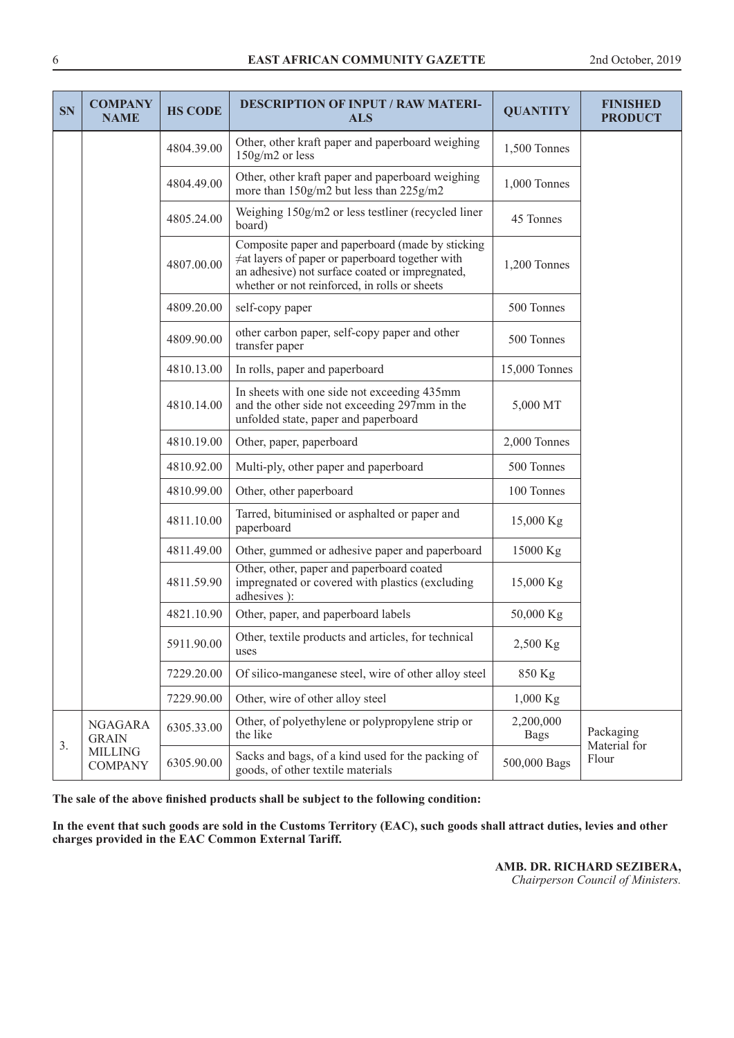| SN | COMPANY NAME | HS CODE | DESCRIPTION OF INPUT / RAW MATERIALS | QUANTITY | FINISHED PRODUCT |
|---|---|---|---|---|---|
| | | 4804.39.00 | Other, other kraft paper and paperboard weighing 150g/m2 or less | 1,500 Tonnes | |
| | | 4804.49.00 | Other, other kraft paper and paperboard weighing more than 150g/m2 but less than 225g/m2 | 1,000 Tonnes | |
| | | 4805.24.00 | Weighing 150g/m2 or less testliner (recycled liner board) | 45 Tonnes | |
| | | 4807.00.00 | Composite paper and paperboard (made by sticking ≠at layers of paper or paperboard together with an adhesive) not surface coated or impregnated, whether or not reinforced, in rolls or sheets | 1,200 Tonnes | |
| | | 4809.20.00 | self-copy paper | 500 Tonnes | |
| | | 4809.90.00 | other carbon paper, self-copy paper and other transfer paper | 500 Tonnes | |
| | | 4810.13.00 | In rolls, paper and paperboard | 15,000 Tonnes | |
| | | 4810.14.00 | In sheets with one side not exceeding 435mm and the other side not exceeding 297mm in the unfolded state, paper and paperboard | 5,000 MT | |
| | | 4810.19.00 | Other, paper, paperboard | 2,000 Tonnes | |
| | | 4810.92.00 | Multi-ply, other paper and paperboard | 500 Tonnes | |
| | | 4810.99.00 | Other, other paperboard | 100 Tonnes | |
| | | 4811.10.00 | Tarred, bituminised or asphalted or paper and paperboard | 15,000 Kg | |
| | | 4811.49.00 | Other, gummed or adhesive paper and paperboard | 15000 Kg | |
| | | 4811.59.90 | Other, other, paper and paperboard coated impregnated or covered with plastics (excluding adhesives ): | 15,000 Kg | |
| | | 4821.10.90 | Other, paper, and paperboard labels | 50,000 Kg | |
| | | 5911.90.00 | Other, textile products and articles, for technical uses | 2,500 Kg | |
| | | 7229.20.00 | Of silico-manganese steel, wire of other alloy steel | 850 Kg | |
| | | 7229.90.00 | Other, wire of other alloy steel | 1,000 Kg | |
| 3. | NGAGARA GRAIN MILLING COMPANY | 6305.33.00 | Other, of polyethylene or polypropylene strip or the like | 2,200,000 Bags | Packaging Material for Flour |
| | | 6305.90.00 | Sacks and bags, of a kind used for the packing of goods, of other textile materials | 500,000 Bags | |

**The sale of the above finished products shall be subject to the following condition:**

**In the event that such goods are sold in the Customs Territory (EAC), such goods shall attract duties, levies and other charges provided in the EAC Common External Tariff.**

**AMB. DR. RICHARD SEZIBERA,**
*Chairperson Council of Ministers.*